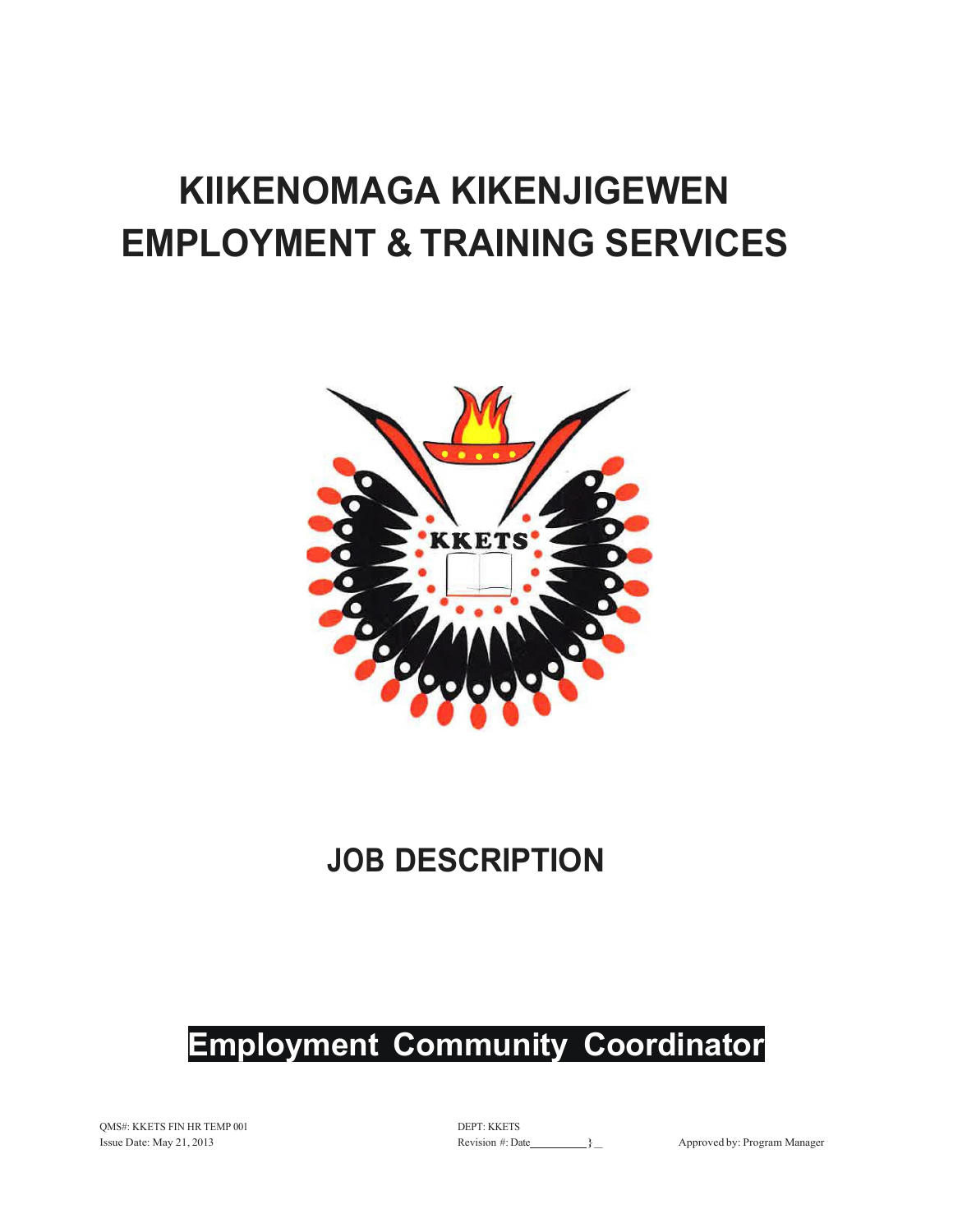# KIIKENOMAGA KIKENJIGEWEN EMPLOYMENT & TRAINING SERVICES

KKETS

## JOB DESCRIPTION

## Employment Community Coordinator

QMS#: KKETS FIN HR TEMP 001
Issue Date: May 21, 2013

DEPT: KKETS
Revision #: Date__________}_

Approved by: Program Manager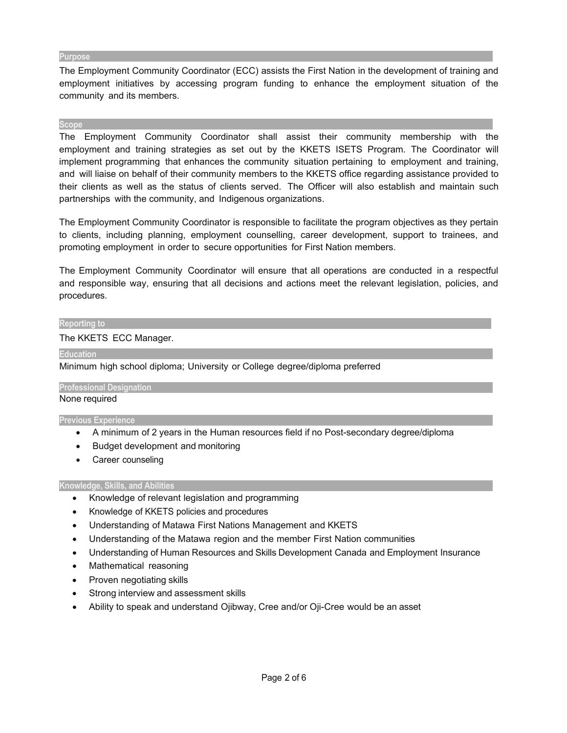## Purpose

The Employment Community Coordinator (ECC) assists the First Nation in the development of training and employment initiatives by accessing program funding to enhance the employment situation of the community and its members.

## Scope

The Employment Community Coordinator shall assist their community membership with the employment and training strategies as set out by the KKETS ISETS Program. The Coordinator will implement programming that enhances the community situation pertaining to employment and training, and will liaise on behalf of their community members to the KKETS office regarding assistance provided to their clients as well as the status of clients served. The Officer will also establish and maintain such partnerships with the community, and Indigenous organizations.

The Employment Community Coordinator is responsible to facilitate the program objectives as they pertain to clients, including planning, employment counselling, career development, support to trainees, and promoting employment in order to secure opportunities for First Nation members.

The Employment Community Coordinator will ensure that all operations are conducted in a respectful and responsible way, ensuring that all decisions and actions meet the relevant legislation, policies, and procedures.

## Reporting to

The KKETS ECC Manager.

## Education

Minimum high school diploma; University or College degree/diploma preferred

## Professional Designation

None required

## Previous Experience

- A minimum of 2 years in the Human resources field if no Post-secondary degree/diploma
- Budget development and monitoring
- Career counseling

## Knowledge, Skills, and Abilities

- Knowledge of relevant legislation and programming
- Knowledge of KKETS policies and procedures
- Understanding of Matawa First Nations Management and KKETS
- Understanding of the Matawa region and the member First Nation communities
- Understanding of Human Resources and Skills Development Canada and Employment Insurance
- Mathematical reasoning
- Proven negotiating skills
- Strong interview and assessment skills
- Ability to speak and understand Ojibway, Cree and/or Oji-Cree would be an asset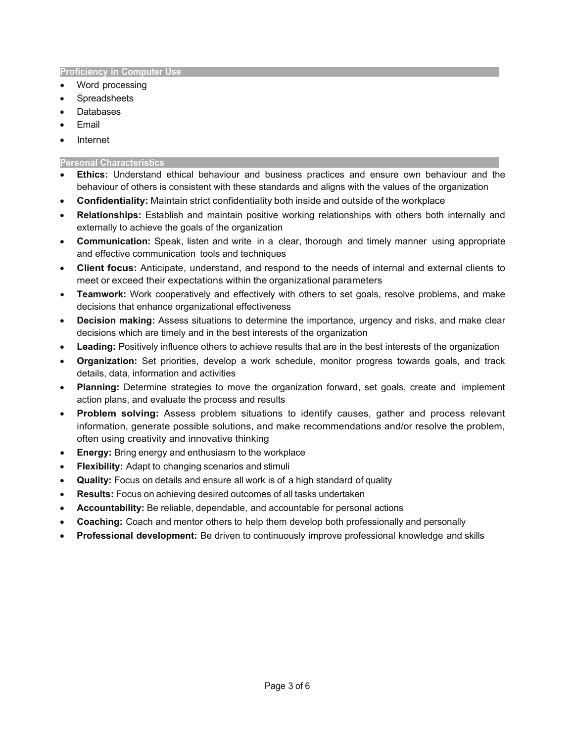## Proficiency in Computer Use

- Word processing
- Spreadsheets
- Databases
- Email
- Internet

## Personal Characteristics

- **Ethics:** Understand ethical behaviour and business practices and ensure own behaviour and the behaviour of others is consistent with these standards and aligns with the values of the organization
- **Confidentiality:** Maintain strict confidentiality both inside and outside of the workplace
- **Relationships:** Establish and maintain positive working relationships with others both internally and externally to achieve the goals of the organization
- **Communication:** Speak, listen and write in a clear, thorough and timely manner using appropriate and effective communication tools and techniques
- **Client focus:** Anticipate, understand, and respond to the needs of internal and external clients to meet or exceed their expectations within the organizational parameters
- **Teamwork:** Work cooperatively and effectively with others to set goals, resolve problems, and make decisions that enhance organizational effectiveness
- **Decision making:** Assess situations to determine the importance, urgency and risks, and make clear decisions which are timely and in the best interests of the organization
- **Leading:** Positively influence others to achieve results that are in the best interests of the organization
- **Organization:** Set priorities, develop a work schedule, monitor progress towards goals, and track details, data, information and activities
- **Planning:** Determine strategies to move the organization forward, set goals, create and implement action plans, and evaluate the process and results
- **Problem solving:** Assess problem situations to identify causes, gather and process relevant information, generate possible solutions, and make recommendations and/or resolve the problem, often using creativity and innovative thinking
- **Energy:** Bring energy and enthusiasm to the workplace
- **Flexibility:** Adapt to changing scenarios and stimuli
- **Quality:** Focus on details and ensure all work is of a high standard of quality
- **Results:** Focus on achieving desired outcomes of all tasks undertaken
- **Accountability:** Be reliable, dependable, and accountable for personal actions
- **Coaching:** Coach and mentor others to help them develop both professionally and personally
- **Professional development:** Be driven to continuously improve professional knowledge and skills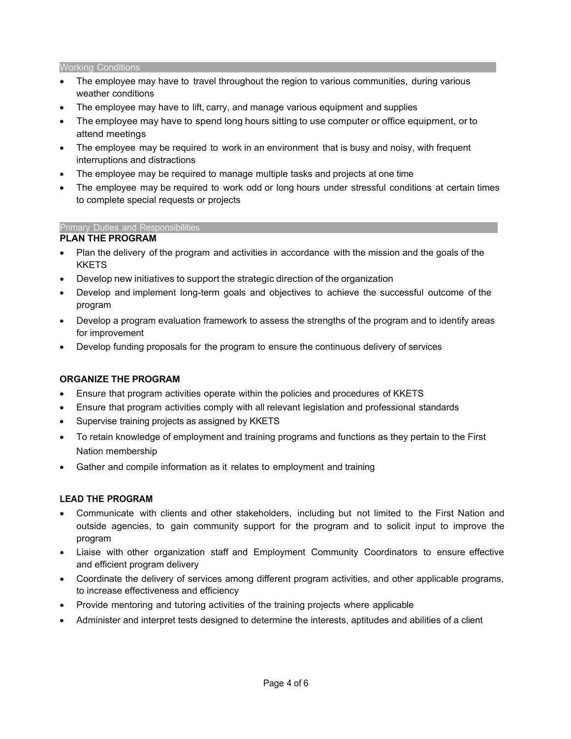## Working Conditions

- The employee may have to travel throughout the region to various communities, during various weather conditions
- The employee may have to lift, carry, and manage various equipment and supplies
- The employee may have to spend long hours sitting to use computer or office equipment, or to attend meetings
- The employee may be required to work in an environment that is busy and noisy, with frequent interruptions and distractions
- The employee may be required to manage multiple tasks and projects at one time
- The employee may be required to work odd or long hours under stressful conditions at certain times to complete special requests or projects

## Primary Duties and Responsibilities

**PLAN THE PROGRAM**

- Plan the delivery of the program and activities in accordance with the mission and the goals of the KKETS
- Develop new initiatives to support the strategic direction of the organization
- Develop and implement long-term goals and objectives to achieve the successful outcome of the program
- Develop a program evaluation framework to assess the strengths of the program and to identify areas for improvement
- Develop funding proposals for the program to ensure the continuous delivery of services

**ORGANIZE THE PROGRAM**

- Ensure that program activities operate within the policies and procedures of KKETS
- Ensure that program activities comply with all relevant legislation and professional standards
- Supervise training projects as assigned by KKETS
- To retain knowledge of employment and training programs and functions as they pertain to the First Nation membership
- Gather and compile information as it relates to employment and training

**LEAD THE PROGRAM**

- Communicate with clients and other stakeholders, including but not limited to the First Nation and outside agencies, to gain community support for the program and to solicit input to improve the program
- Liaise with other organization staff and Employment Community Coordinators to ensure effective and efficient program delivery
- Coordinate the delivery of services among different program activities, and other applicable programs, to increase effectiveness and efficiency
- Provide mentoring and tutoring activities of the training projects where applicable
- Administer and interpret tests designed to determine the interests, aptitudes and abilities of a client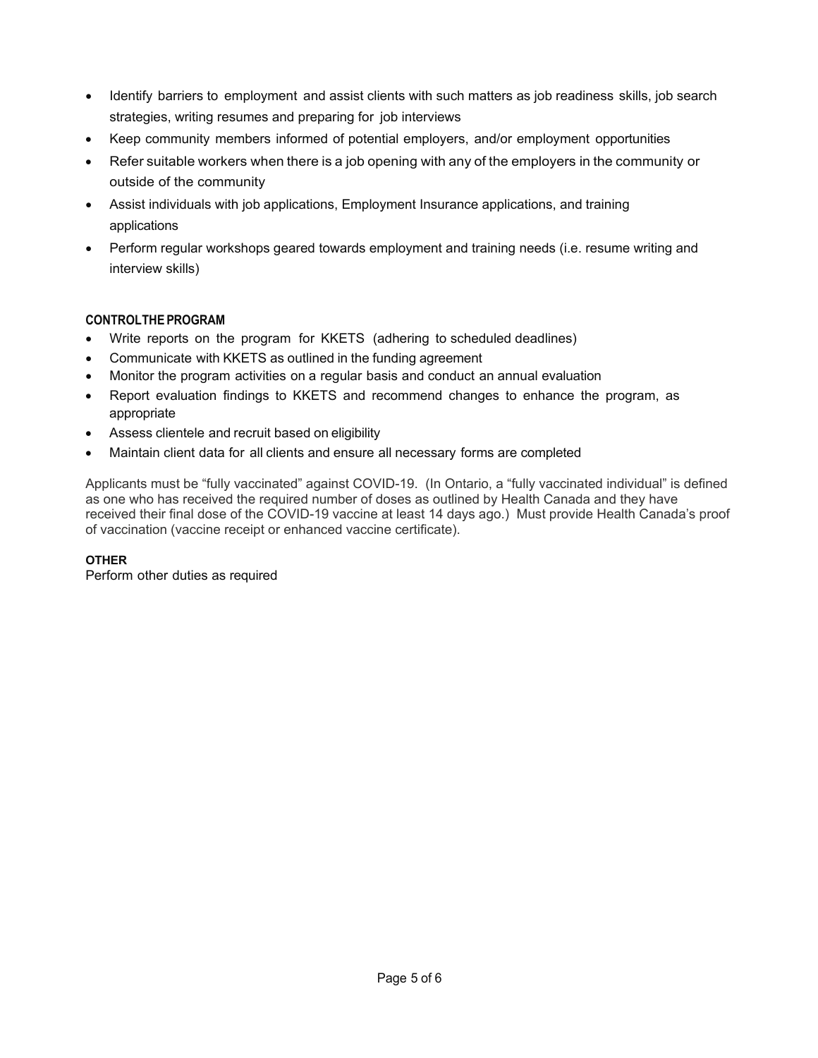- Identify barriers to employment and assist clients with such matters as job readiness skills, job search strategies, writing resumes and preparing for job interviews
- Keep community members informed of potential employers, and/or employment opportunities
- Refer suitable workers when there is a job opening with any of the employers in the community or outside of the community
- Assist individuals with job applications, Employment Insurance applications, and training applications
- Perform regular workshops geared towards employment and training needs (i.e. resume writing and interview skills)

**CONTROL THE PROGRAM**

- Write reports on the program for KKETS (adhering to scheduled deadlines)
- Communicate with KKETS as outlined in the funding agreement
- Monitor the program activities on a regular basis and conduct an annual evaluation
- Report evaluation findings to KKETS and recommend changes to enhance the program, as appropriate
- Assess clientele and recruit based on eligibility
- Maintain client data for all clients and ensure all necessary forms are completed

Applicants must be "fully vaccinated" against COVID-19. (In Ontario, a "fully vaccinated individual" is defined as one who has received the required number of doses as outlined by Health Canada and they have received their final dose of the COVID-19 vaccine at least 14 days ago.) Must provide Health Canada's proof of vaccination (vaccine receipt or enhanced vaccine certificate).

**OTHER**

Perform other duties as required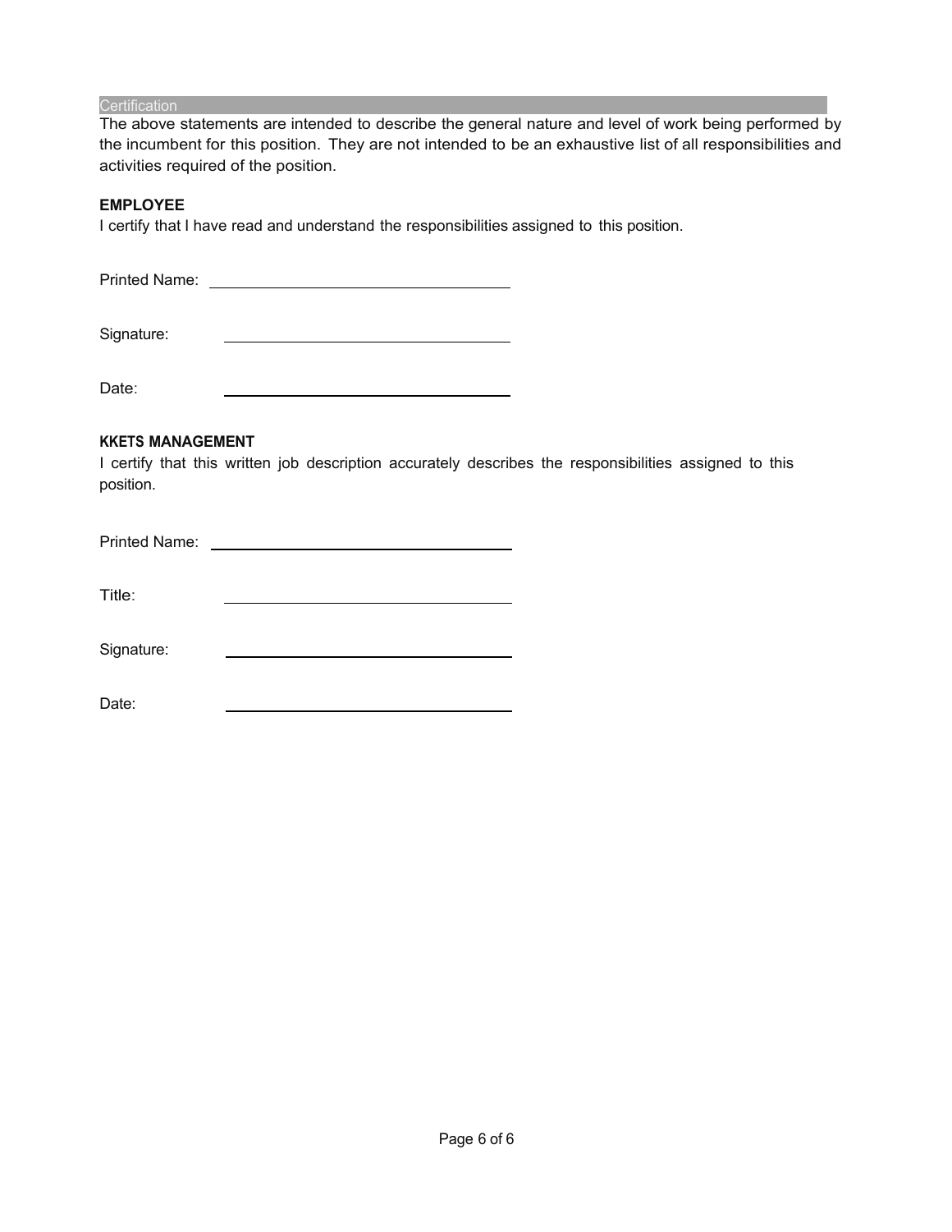## Certification

The above statements are intended to describe the general nature and level of work being performed by the incumbent for this position. They are not intended to be an exhaustive list of all responsibilities and activities required of the position.

**EMPLOYEE**

I certify that I have read and understand the responsibilities assigned to this position.

Printed Name: ______________________________

Signature: ______________________________

Date: ______________________________

**KKETS MANAGEMENT**

I certify that this written job description accurately describes the responsibilities assigned to this position.

Printed Name: ______________________________

Title: ______________________________

Signature: ______________________________

Date: ______________________________